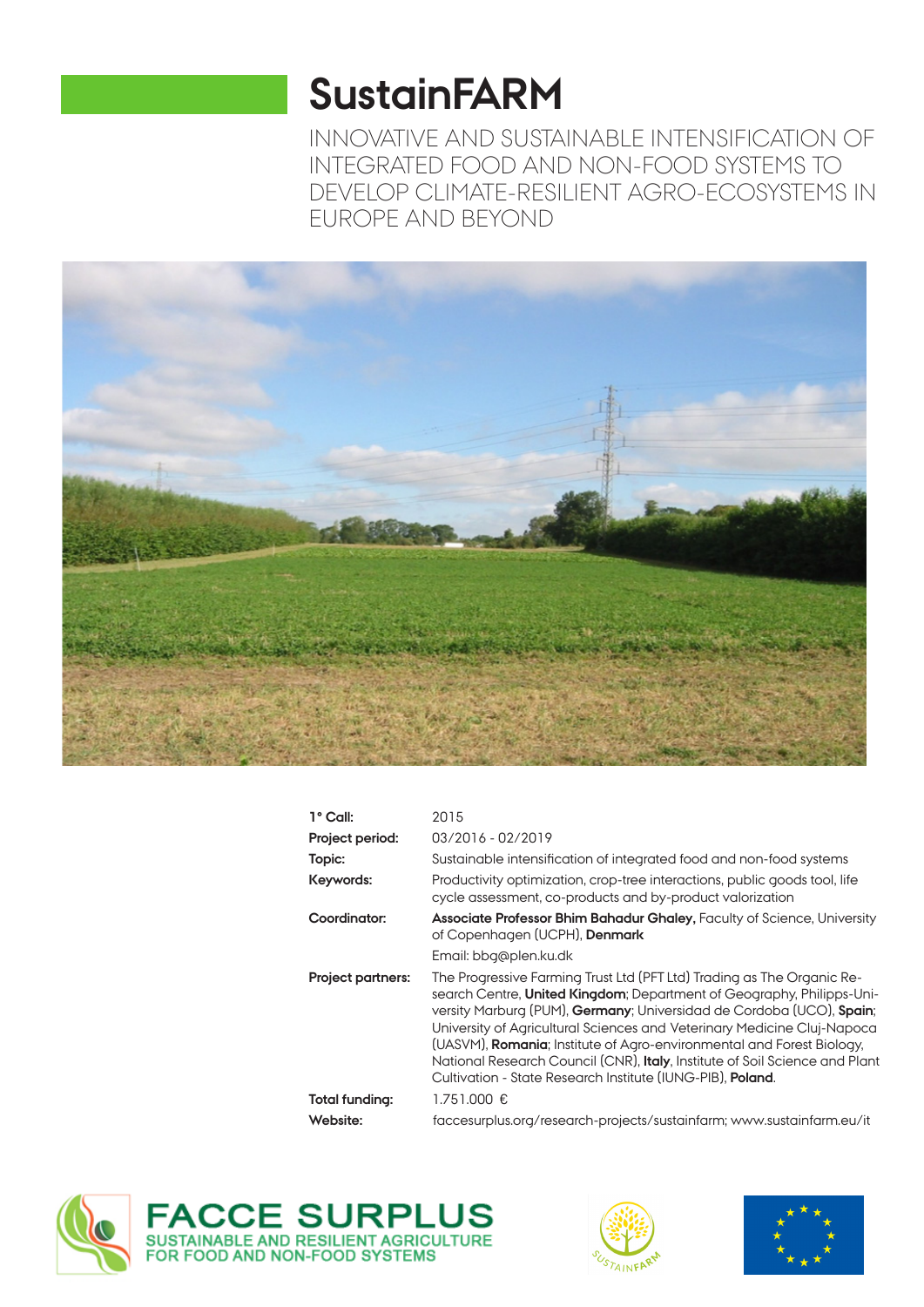# SustainFARM

INNOVATIVE AND SUSTAINABLE INTENSIFICATION OF INTEGRATED FOOD AND NON-FOOD SYSTEMS TO DEVELOP CLIMATE-RESILIENT AGRO-ECOSYSTEMS IN EUROPE AND BEYOND

| | |
|---|---|
| **1° Call:** | 2015 |
| **Project period:** | 03/2016 - 02/2019 |
| **Topic:** | Sustainable intensification of integrated food and non-food systems |
| **Keywords:** | Productivity optimization, crop-tree interactions, public goods tool, life cycle assessment, co-products and by-product valorization |
| **Coordinator:** | **Associate Professor Bhim Bahadur Ghaley,** Faculty of Science, University of Copenhagen (UCPH), **Denmark** Email: bbg@plen.ku.dk |
| **Project partners:** | The Progressive Farming Trust Ltd (PFT Ltd) Trading as The Organic Research Centre, **United Kingdom**; Department of Geography, Philipps-University Marburg (PUM), **Germany**; Universidad de Cordoba (UCO), **Spain**; University of Agricultural Sciences and Veterinary Medicine Cluj-Napoca (UASVM), **Romania**; Institute of Agro-environmental and Forest Biology, National Research Council (CNR), **Italy**, Institute of Soil Science and Plant Cultivation - State Research Institute (IUNG-PIB), **Poland**. |
| **Total funding:** | 1.751.000 € |
| **Website:** | faccesurplus.org/research-projects/sustainfarm; www.sustainfarm.eu/it |

FACCE SURPLUS
SUSTAINABLE AND RESILIENT AGRICULTURE FOR FOOD AND NON-FOOD SYSTEMS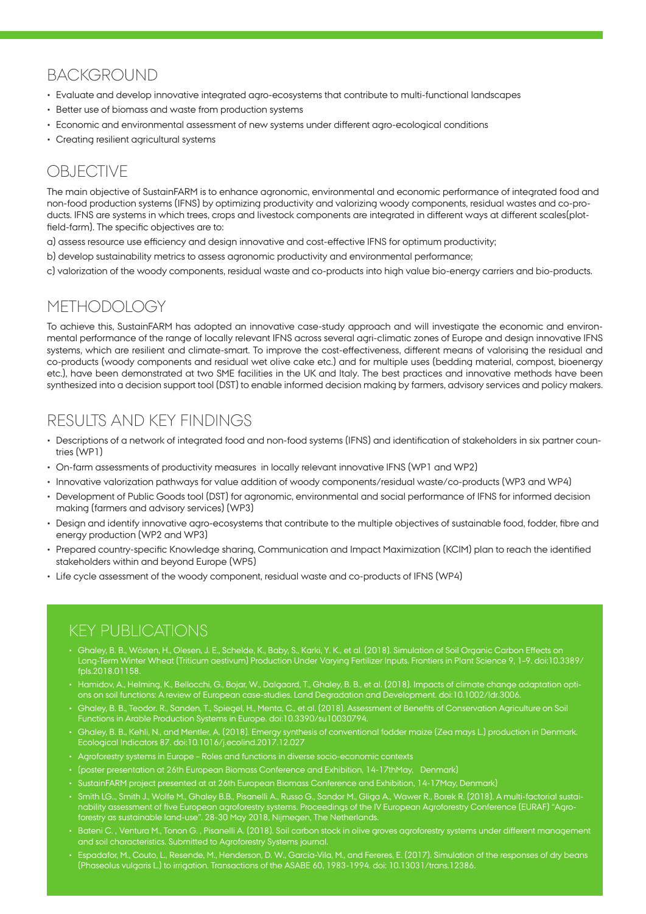## BACKGROUND

- Evaluate and develop innovative integrated agro-ecosystems that contribute to multi-functional landscapes
- Better use of biomass and waste from production systems
- Economic and environmental assessment of new systems under different agro-ecological conditions
- Creating resilient agricultural systems

## OBJECTIVE

The main objective of SustainFARM is to enhance agronomic, environmental and economic performance of integrated food and non-food production systems (IFNS) by optimizing productivity and valorizing woody components, residual wastes and co-products. IFNS are systems in which trees, crops and livestock components are integrated in different ways at different scales(plot-field-farm). The specific objectives are to:

a) assess resource use efficiency and design innovative and cost-effective IFNS for optimum productivity;

b) develop sustainability metrics to assess agronomic productivity and environmental performance;

c) valorization of the woody components, residual waste and co-products into high value bio-energy carriers and bio-products.

## METHODOLOGY

To achieve this, SustainFARM has adopted an innovative case-study approach and will investigate the economic and environmental performance of the range of locally relevant IFNS across several agri-climatic zones of Europe and design innovative IFNS systems, which are resilient and climate-smart. To improve the cost-effectiveness, different means of valorising the residual and co-products (woody components and residual wet olive cake etc.) and for multiple uses (bedding material, compost, bioenergy etc.), have been demonstrated at two SME facilities in the UK and Italy. The best practices and innovative methods have been synthesized into a decision support tool (DST) to enable informed decision making by farmers, advisory services and policy makers.

## RESULTS AND KEY FINDINGS

- Descriptions of a network of integrated food and non-food systems (IFNS) and identification of stakeholders in six partner countries (WP1)
- On-farm assessments of productivity measures in locally relevant innovative IFNS (WP1 and WP2)
- Innovative valorization pathways for value addition of woody components/residual waste/co-products (WP3 and WP4)
- Development of Public Goods tool (DST) for agronomic, environmental and social performance of IFNS for informed decision making (farmers and advisory services) (WP3)
- Design and identify innovative agro-ecosystems that contribute to the multiple objectives of sustainable food, fodder, fibre and energy production (WP2 and WP3)
- Prepared country-specific Knowledge sharing, Communication and Impact Maximization (KCIM) plan to reach the identified stakeholders within and beyond Europe (WP5)
- Life cycle assessment of the woody component, residual waste and co-products of IFNS (WP4)

## KEY PUBLICATIONS

- Ghaley, B. B., Wösten, H., Olesen, J. E., Schelde, K., Baby, S., Karki, Y. K., et al. (2018). Simulation of Soil Organic Carbon Effects on Long-Term Winter Wheat (Triticum aestivum) Production Under Varying Fertilizer Inputs. Frontiers in Plant Science 9, 1–9. doi:10.3389/fpls.2018.01158.
- Hamidov, A., Helming, K., Bellocchi, G., Bojar, W., Dalgaard, T., Ghaley, B. B., et al. (2018). Impacts of climate change adaptation options on soil functions: A review of European case-studies. Land Degradation and Development. doi:10.1002/ldr.3006.
- Ghaley, B. B., Teodor. R., Sanden, T., Spiegel, H., Menta, C., et al. (2018). Assessment of Benefits of Conservation Agriculture on Soil Functions in Arable Production Systems in Europe. doi:10.3390/su10030794.
- Ghaley, B. B., Kehli, N., and Mentler, A. (2018). Emergy synthesis of conventional fodder maize (Zea mays L.) production in Denmark. Ecological Indicators 87. doi:10.1016/j.ecolind.2017.12.027
- Agroforestry systems in Europe – Roles and functions in diverse socio-economic contexts
- (poster presentation at 26th European Biomass Conference and Exhibition, 14-17thMay, Denmark)
- SustainFARM project presented at at 26th European Biomass Conference and Exhibition, 14-17May, Denmark)
- Smith LG.., Smith J., Wolfe M., Ghaley B.B., Pisanelli A., Russo G., Sandor M., Gliga A., Wawer R., Borek R. (2018). A multi-factorial sustainability assessment of five European agroforestry systems. Proceedings of the IV European Agroforestry Conference (EURAF) "Agroforestry as sustainable land-use". 28-30 May 2018, Nijmegen, The Netherlands.
- Bateni C. , Ventura M., Tonon G. , Pisanelli A. (2018). Soil carbon stock in olive groves agroforestry systems under different management and soil characteristics. Submitted to Agroforestry Systems journal.
- Espadafor, M., Couto, L., Resende, M., Henderson, D. W., García-Vila, M., and Fereres, E. (2017). Simulation of the responses of dry beans (Phaseolus vulgaris L.) to irrigation. Transactions of the ASABE 60, 1983-1994. doi: 10.13031/trans.12386.